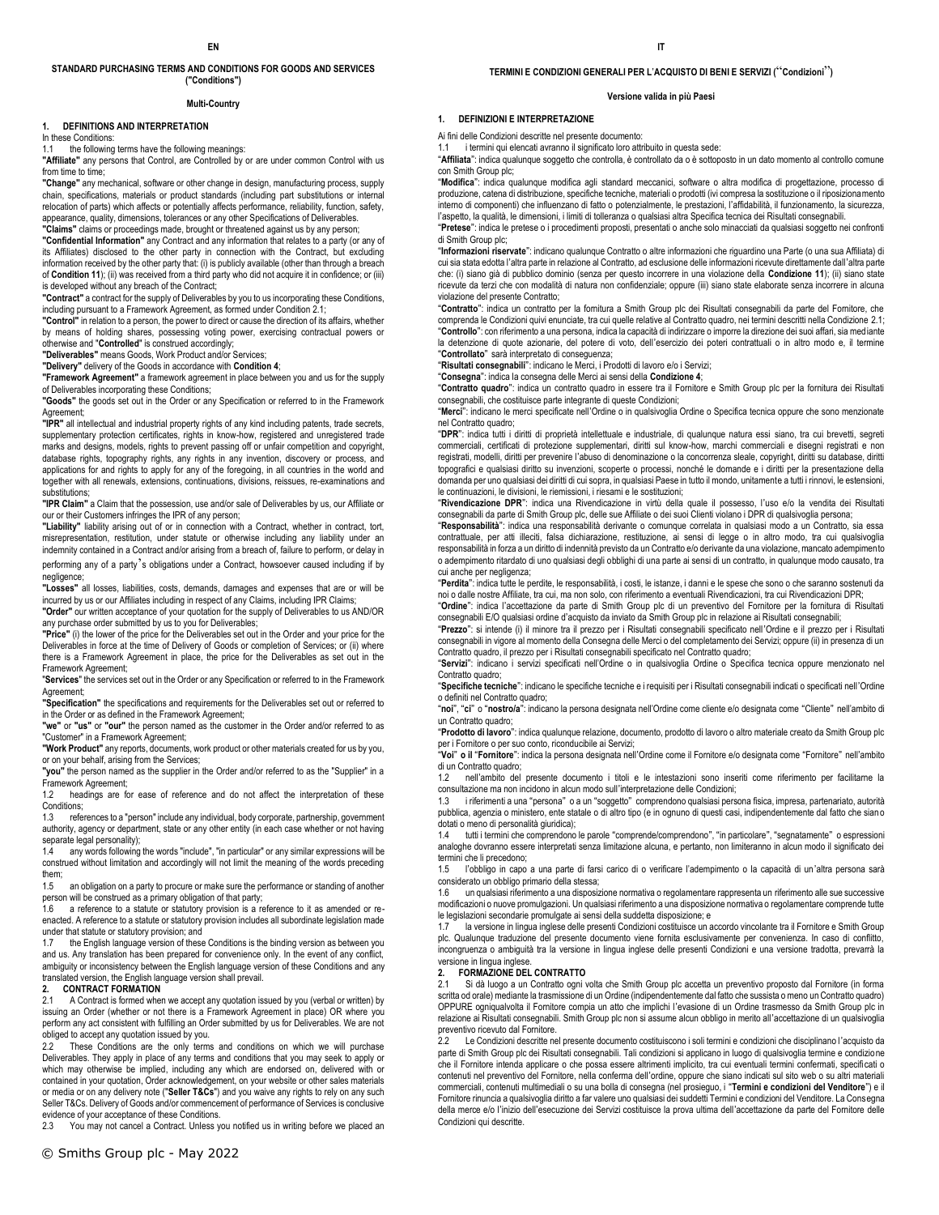# EN

## STANDARD PURCHASING TERMS AND CONDITIONS FOR GOODS AND SERVICES ("Conditions")

### Multi-Country

**1. DEFINITIONS AND INTERPRETATION**

In these Conditions:

1.1 the following terms have the following meanings:

**"Affiliate"** any persons that Control, are Controlled by or are under common Control with us from time to time;

**"Change"** any mechanical, software or other change in design, manufacturing process, supply chain, specifications, materials or product standards (including part substitutions or internal relocation of parts) which affects or potentially affects performance, reliability, function, safety, appearance, quality, dimensions, tolerances or any other Specifications of Deliverables.

**"Claims"** claims or proceedings made, brought or threatened against us by any person;

**"Confidential Information"** any Contract and any information that relates to a party (or any of its Affiliates) disclosed to the other party in connection with the Contract, but excluding information received by the other party that: (i) is publicly available (other than through a breach of **Condition 11**); (ii) was received from a third party who did not acquire it in confidence; or (iii) is developed without any breach of the Contract;

**"Contract"** a contract for the supply of Deliverables by you to us incorporating these Conditions, including pursuant to a Framework Agreement, as formed under Condition 2.1;

**"Control"** in relation to a person, the power to direct or cause the direction of its affairs, whether by means of holding shares, possessing voting power, exercising contractual powers or otherwise and "**Controlled**" is construed accordingly;

**"Deliverables"** means Goods, Work Product and/or Services;

**"Delivery"** delivery of the Goods in accordance with **Condition 4**;

**"Framework Agreement"** a framework agreement in place between you and us for the supply of Deliverables incorporating these Conditions;

**"Goods"** the goods set out in the Order or any Specification or referred to in the Framework Agreement;

**"IPR"** all intellectual and industrial property rights of any kind including patents, trade secrets, supplementary protection certificates, rights in know-how, registered and unregistered trade marks and designs, models, rights to prevent passing off or unfair competition and copyright, database rights, topography rights, any rights in any invention, discovery or process, and applications for and rights to apply for any of the foregoing, in all countries in the world and together with all renewals, extensions, continuations, divisions, reissues, re-examinations and substitutions;

**"IPR Claim"** a Claim that the possession, use and/or sale of Deliverables by us, our Affiliate or our or their Customers infringes the IPR of any person;

**"Liability"** liability arising out of or in connection with a Contract, whether in contract, tort, misrepresentation, restitution, under statute or otherwise including any liability under an indemnity contained in a Contract and/or arising from a breach of, failure to perform, or delay in performing any of a party's obligations under a Contract, howsoever caused including if by negligence;

**"Losses"** all losses, liabilities, costs, demands, damages and expenses that are or will be incurred by us or our Affiliates including in respect of any Claims, including IPR Claims;

**"Order"** our written acceptance of your quotation for the supply of Deliverables to us AND/OR any purchase order submitted by us to you for Deliverables;

**"Price"** (i) the lower of the price for the Deliverables set out in the Order and your price for the Deliverables in force at the time of Delivery of Goods or completion of Services; or (ii) where there is a Framework Agreement in place, the price for the Deliverables as set out in the Framework Agreement;

**"Services"** the services set out in the Order or any Specification or referred to in the Framework Agreement;

**"Specification"** the specifications and requirements for the Deliverables set out or referred to in the Order or as defined in the Framework Agreement;

**"we"** or **"us"** or **"our"** the person named as the customer in the Order and/or referred to as "Customer" in a Framework Agreement;

**"Work Product"** any reports, documents, work product or other materials created for us by you, or on your behalf, arising from the Services;

**"you"** the person named as the supplier in the Order and/or referred to as the "Supplier" in a Framework Agreement;

1.2 headings are for ease of reference and do not affect the interpretation of these Conditions;

1.3 references to a "person" include any individual, body corporate, partnership, government authority, agency or department, state or any other entity (in each case whether or not having separate legal personality);

1.4 any words following the words "include", "in particular" or any similar expressions will be construed without limitation and accordingly will not limit the meaning of the words preceding them;

1.5 an obligation on a party to procure or make sure the performance or standing of another person will be construed as a primary obligation of that party;

1.6 a reference to a statute or statutory provision is a reference to it as amended or re-enacted. A reference to a statute or statutory provision includes all subordinate legislation made under that statute or statutory provision; and

1.7 the English language version of these Conditions is the binding version as between you and us. Any translation has been prepared for convenience only. In the event of any conflict, ambiguity or inconsistency between the English language version of these Conditions and any translated version, the English language version shall prevail.

**2. CONTRACT FORMATION**

2.1 A Contract is formed when we accept any quotation issued by you (verbal or written) by issuing an Order (whether or not there is a Framework Agreement in place) OR where you perform any act consistent with fulfilling an Order submitted by us for Deliverables. We are not obliged to accept any quotation issued by you.

2.2 These Conditions are the only terms and conditions on which we will purchase Deliverables. They apply in place of any terms and conditions that you may seek to apply or which may otherwise be implied, including any which are endorsed on, delivered with or contained in your quotation, Order acknowledgement, on your website or other sales materials or media or on any delivery note ("**Seller T&Cs**") and you waive any rights to rely on any such Seller T&Cs. Delivery of Goods and/or commencement of performance of Services is conclusive evidence of your acceptance of these Conditions.

2.3 You may not cancel a Contract. Unless you notified us in writing before we placed an

# IT

## TERMINI E CONDIZIONI GENERALI PER L'ACQUISTO DI BENI E SERVIZI ("Condizioni")

### Versione valida in più Paesi

**1. DEFINIZIONI E INTERPRETAZIONE**

Ai fini delle Condizioni descritte nel presente documento:

1.1 i termini qui elencati avranno il significato loro attribuito in questa sede:

"**Affiliata**": indica qualunque soggetto che controlla, è controllato da o è sottoposto in un dato momento al controllo comune con Smith Group plc;

"**Modifica**": indica qualunque modifica agli standard meccanici, software o altra modifica di progettazione, processo di produzione, catena di distribuzione, specifiche tecniche, materiali o prodotti (ivi compresa la sostituzione o il riposizionamento interno di componenti) che influenzano di fatto o potenzialmente le prestazioni, l'affidabilità, il funzionamento, la sicurezza, l'aspetto, la qualità, le dimensioni, i limiti di tolleranza o qualsiasi altra Specifica tecnica dei Risultati consegnabili.

"**Pretese**": indica le pretese o i procedimenti proposti, presentati o anche solo minacciati da qualsiasi soggetto nei confronti di Smith Group plc;

"**Informazioni riservate**": indicano qualunque Contratto o altre informazioni che riguardino una Parte (o una sua Affiliata) di cui sia stata edotta l'altra parte in relazione al Contratto, ad esclusione delle informazioni ricevute direttamente dall'altra parte che: (i) siano già di pubblico dominio (senza per questo incorrere in una violazione della **Condizione 11**); (ii) siano state ricevute da terzi che con modalità di natura non confidenziale; oppure (iii) siano state elaborate senza incorrere in alcuna violazione del presente Contratto;

"**Contratto**": indica un contratto per la fornitura a Smith Group plc dei Risultati consegnabili da parte del Fornitore, che comprenda le Condizioni quivi enunciate, tra cui quelle relative al Contratto quadro, nei termini descritti nella Condizione 2.1;

"**Controllo**": con riferimento a una persona, indica la capacità di indirizzare o imporre la direzione dei suoi affari, sia mediante la detenzione di quote azionarie, del potere di voto, dell'esercizio dei poteri contrattuali o in altro modo e, il termine "**Controllato**" sarà interpretato di conseguenza;

"**Risultati consegnabili**": indicano le Merci, i Prodotti di lavoro e/o i Servizi;

"**Consegna**": indica la consegna delle Merci ai sensi della **Condizione 4**;

"**Contratto quadro**": indica un contratto quadro in essere tra il Fornitore e Smith Group plc per la fornitura dei Risultati consegnabili, che costituisce parte integrante di queste Condizioni;

"**Merci**": indicano le merci specificate nell'Ordine o in qualsivoglia Ordine o Specifica tecnica oppure che sono menzionate nel Contratto quadro;

"**DPR**": indica tutti i diritti di proprietà intellettuale e industriale, di qualunque natura essi siano, tra cui brevetti, segreti commerciali, certificati di protezione supplementari, diritti sul know-how, marchi commerciali e disegni registrati e non registrati, modelli, diritti per prevenire l'abuso di denominazione o la concorrenza sleale, copyright, diritti su database, diritti topografici e qualsiasi diritto su invenzioni, scoperte o processi, nonché le domande e i diritti per la presentazione della domanda per uno qualsiasi dei diritti di cui sopra, in qualsiasi Paese in tutto il mondo, unitamente a tutti i rinnovi, le estensioni, le continuazioni, le divisioni, le riemissioni, i riesami e le sostituzioni;

"**Rivendicazione DPR**": indica una Rivendicazione in virtù della quale il possesso, l'uso e/o la vendita dei Risultati consegnabili da parte di Smith Group plc, delle sue Affiliate o dei suoi Clienti violano i DPR di qualsivoglia persona;

"**Responsabilità**": indica una responsabilità derivante o comunque correlata in qualsiasi modo a un Contratto, sia essa contrattuale, per atti illeciti, falsa dichiarazione, restituzione, ai sensi di legge o in altro modo, tra cui qualsivoglia responsabilità in forza a un diritto di indennità previsto da un Contratto e/o derivante da una violazione, mancato adempimento o adempimento ritardato di uno qualsiasi degli obblighi di una parte ai sensi di un contratto, in qualunque modo causato, tra cui anche per negligenza;

"**Perdita**": indica tutte le perdite, le responsabilità, i costi, le istanze, i danni e le spese che sono o che saranno sostenuti da noi o dalle nostre Affiliate, tra cui, ma non solo, con riferimento a eventuali Rivendicazioni, tra cui Rivendicazioni DPR;

"**Ordine**": indica l'accettazione da parte di Smith Group plc di un preventivo del Fornitore per la fornitura di Risultati consegnabili E/O qualsiasi ordine d'acquisto da inviato da Smith Group plc in relazione ai Risultati consegnabili;

"**Prezzo**": si intende (i) il minore tra il prezzo per i Risultati consegnabili specificato nell'Ordine e il prezzo per i Risultati consegnabili in vigore al momento della Consegna delle Merci o del completamento dei Servizi; oppure (ii) in presenza di un Contratto quadro, il prezzo per i Risultati consegnabili specificato nel Contratto quadro;

"**Servizi**": indicano i servizi specificati nell'Ordine o in qualsivoglia Ordine o Specifica tecnica oppure menzionato nel Contratto quadro;

"**Specifiche tecniche**": indicano le specifiche tecniche e i requisiti per i Risultati consegnabili indicati o specificati nell'Ordine o definiti nel Contratto quadro;

"**noi**", "**ci**" o "**nostro/a**": indicano la persona designata nell'Ordine come cliente e/o designata come "Cliente" nell'ambito di un Contratto quadro;

"**Prodotto di lavoro**": indica qualunque relazione, documento, prodotto di lavoro o altro materiale creato da Smith Group plc per i Fornitore o per suo conto, riconducibile ai Servizi;

"**Voi**" **o il** "**Fornitore**": indica la persona designata nell'Ordine come il Fornitore e/o designata come "Fornitore" nell'ambito di un Contratto quadro;

1.2 nell'ambito del presente documento i titoli e le intestazioni sono inseriti come riferimento per facilitarne la consultazione ma non incidono in alcun modo sull'interpretazione delle Condizioni;

1.3 i riferimenti a una "persona" o a un "soggetto" comprendono qualsiasi persona fisica, impresa, partenariato, autorità pubblica, agenzia o ministero, ente statale o di altro tipo (e in ognuno di questi casi, indipendentemente dal fatto che siano dotati o meno di personalità giuridica);

1.4 tutti i termini che comprendono le parole "comprende/comprendono", "in particolare", "segnatamente" o espressioni analoghe dovranno essere interpretati senza limitazione alcuna, e pertanto, non limiteranno in alcun modo il significato dei termini che li precedono;

1.5 l'obbligo in capo a una parte di farsi carico di o verificare l'adempimento o la capacità di un'altra persona sarà considerato un obbligo primario della stessa;

1.6 un qualsiasi riferimento a una disposizione normativa o regolamentare rappresenta un riferimento alle sue successive modificazioni o nuove promulgazioni. Un qualsiasi riferimento a una disposizione normativa o regolamentare comprende tutte le legislazioni secondarie promulgate ai sensi della suddetta disposizione; e

1.7 la versione in lingua inglese delle presenti Condizioni costituisce un accordo vincolante tra il Fornitore e Smith Group plc. Qualunque traduzione del presente documento viene fornita esclusivamente per convenienza. In caso di conflitto, incongruenza o ambiguità tra la versione in lingua inglese delle presenti Condizioni e una versione tradotta, prevarrà la versione in lingua inglese.

**2. FORMAZIONE DEL CONTRATTO**

2.1 Si dà luogo a un Contratto ogni volta che Smith Group plc accetta un preventivo proposto dal Fornitore (in forma scritta od orale) mediante la trasmissione di un Ordine (indipendentemente dal fatto che sussista o meno un Contratto quadro) OPPURE ogniqualvolta il Fornitore compia un atto che implichi l'evasione di un Ordine trasmesso da Smith Group plc in relazione ai Risultati consegnabili. Smith Group plc non si assume alcun obbligo in merito all'accettazione di un qualsivoglia preventivo ricevuto dal Fornitore.

2.2 Le Condizioni descritte nel presente documento costituiscono i soli termini e condizioni che disciplinano l'acquisto da parte di Smith Group plc dei Risultati consegnabili. Tali condizioni si applicano in luogo di qualsivoglia termine e condizione che il Fornitore intenda applicare o che possa essere altrimenti implicito, tra cui eventuali termini confermati, specificati o contenuti nel preventivo del Fornitore, nella conferma dell'ordine, oppure che siano indicati sul suo sito web o sui altri materiali commerciali, contenuti multimediali o su una bolla di consegna (nel prosieguo, i "**Termini e condizioni del Venditore**") e il Fornitore rinuncia a qualsivoglia diritto a far valere uno qualsiasi dei suddetti Termini e condizioni del Venditore. La Consegna della merce e/o l'inizio dell'esecuzione dei Servizi costituisce la prova ultima dell'accettazione da parte del Fornitore delle Condizioni qui descritte.

© Smiths Group plc - May 2022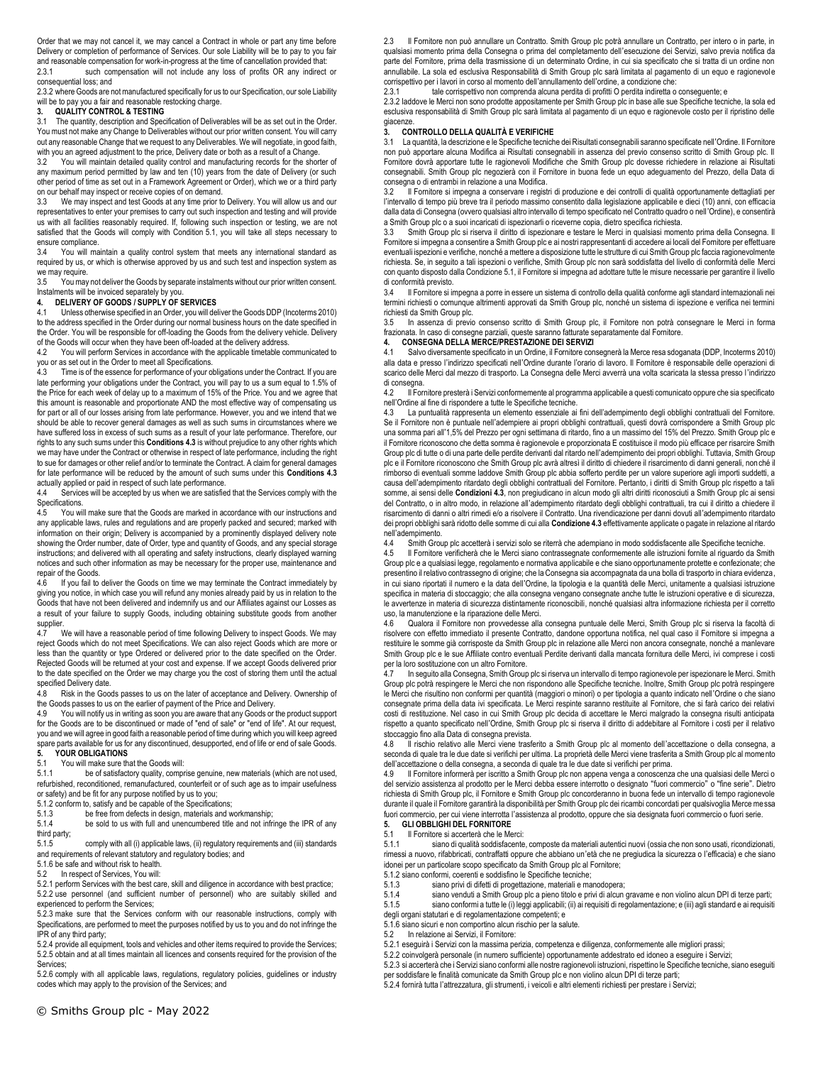Order that we may not cancel it, we may cancel a Contract in whole or part any time before Delivery or completion of performance of Services. Our sole Liability will be to pay to you fair and reasonable compensation for work-in-progress at the time of cancellation provided that:

2.3.1 such compensation will not include any loss of profits OR any indirect or consequential loss; and

2.3.2 where Goods are not manufactured specifically for us to our Specification, our sole Liability will be to pay you a fair and reasonable restocking charge.

**3. QUALITY CONTROL & TESTING**

3.1 The quantity, description and Specification of Deliverables will be as set out in the Order. You must not make any Change to Deliverables without our prior written consent. You will carry out any reasonable Change that we request to any Deliverables. We will negotiate, in good faith, with you an agreed adjustment to the price, Delivery date or both as a result of a Change.

3.2 You will maintain detailed quality control and manufacturing records for the shorter of any maximum period permitted by law and ten (10) years from the date of Delivery (or such other period of time as set out in a Framework Agreement or Order), which we or a third party on our behalf may inspect or receive copies of on demand.

3.3 We may inspect and test Goods at any time prior to Delivery. You will allow us and our representatives to enter your premises to carry out such inspection and testing and will provide us with all facilities reasonably required. If, following such inspection or testing, we are not satisfied that the Goods will comply with Condition 5.1, you will take all steps necessary to ensure compliance.

3.4 You will maintain a quality control system that meets any international standard as required by us, or which is otherwise approved by us and such test and inspection system as we may require.

3.5 You may not deliver the Goods by separate instalments without our prior written consent. Instalments will be invoiced separately by you.

**4. DELIVERY OF GOODS / SUPPLY OF SERVICES**

4.1 Unless otherwise specified in an Order, you will deliver the Goods DDP (Incoterms 2010) to the address specified in the Order during our normal business hours on the date specified in the Order. You will be responsible for off-loading the Goods from the delivery vehicle. Delivery of the Goods will occur when they have been off-loaded at the delivery address.

4.2 You will perform Services in accordance with the applicable timetable communicated to you or as set out in the Order to meet all Specifications.

4.3 Time is of the essence for performance of your obligations under the Contract. If you are late performing your obligations under the Contract, you will pay to us a sum equal to 1.5% of the Price for each week of delay up to a maximum of 15% of the Price. You and we agree that this amount is reasonable and proportionate AND the most effective way of compensating us for part or all of our losses arising from late performance. However, you and we intend that we should be able to recover general damages as well as such sums in circumstances where we have suffered loss in excess of such sums as a result of your late performance. Therefore, our rights to any such sums under this **Conditions 4.3** is without prejudice to any other rights which we may have under the Contract or otherwise in respect of late performance, including the right to sue for damages or other relief and/or to terminate the Contract. A claim for general damages for late performance will be reduced by the amount of such sums under this **Conditions 4.3** actually applied or paid in respect of such late performance.

4.4 Services will be accepted by us when we are satisfied that the Services comply with the Specifications.

4.5 You will make sure that the Goods are marked in accordance with our instructions and any applicable laws, rules and regulations and are properly packed and secured; marked with information on their origin; Delivery is accompanied by a prominently displayed delivery note showing the Order number, date of Order, type and quantity of Goods, and any special storage instructions; and delivered with all operating and safety instructions, clearly displayed warning notices and such other information as may be necessary for the proper use, maintenance and repair of the Goods.

4.6 If you fail to deliver the Goods on time we may terminate the Contract immediately by giving you notice, in which case you will refund any monies already paid by us in relation to the Goods that have not been delivered and indemnify us and our Affiliates against our Losses as a result of your failure to supply Goods, including obtaining substitute goods from another supplier.

4.7 We will have a reasonable period of time following Delivery to inspect Goods. We may reject Goods which do not meet Specifications. We can also reject Goods which are more or less than the quantity or type Ordered or delivered prior to the date specified on the Order. Rejected Goods will be returned at your cost and expense. If we accept Goods delivered prior to the date specified on the Order we may charge you the cost of storing them until the actual specified Delivery date.

4.8 Risk in the Goods passes to us on the later of acceptance and Delivery. Ownership of the Goods passes to us on the earlier of payment of the Price and Delivery.

4.9 You will notify us in writing as soon you are aware that any Goods or the product support for the Goods are to be discontinued or made of "end of sale" or "end of life". At our request, you and we will agree in good faith a reasonable period of time during which you will keep agreed spare parts available for us for any discontinued, desupported, end of life or end of sale Goods.

**5. YOUR OBLIGATIONS**

5.1 You will make sure that the Goods will:

5.1.1 be of satisfactory quality, comprise genuine, new materials (which are not used, refurbished, reconditioned, remanufactured, counterfeit or of such age as to impair usefulness or safety) and be fit for any purpose notified by us to you;

5.1.2 conform to, satisfy and be capable of the Specifications;

5.1.3 be free from defects in design, materials and workmanship;

5.1.4 be sold to us with full and unencumbered title and not infringe the IPR of any third party;

5.1.5 comply with all (i) applicable laws, (ii) regulatory requirements and (iii) standards and requirements of relevant statutory and regulatory bodies; and

5.1.6 be safe and without risk to health.

5.2 In respect of Services, You will:

5.2.1 perform Services with the best care, skill and diligence in accordance with best practice;

5.2.2 use personnel (and sufficient number of personnel) who are suitably skilled and experienced to perform the Services;

5.2.3 make sure that the Services conform with our reasonable instructions, comply with Specifications, are performed to meet the purposes notified by us to you and do not infringe the IPR of any third party;

5.2.4 provide all equipment, tools and vehicles and other items required to provide the Services;

5.2.5 obtain and at all times maintain all licences and consents required for the provision of the Services;

5.2.6 comply with all applicable laws, regulations, regulatory policies, guidelines or industry codes which may apply to the provision of the Services; and

2.3 Il Fornitore non può annullare un Contratto. Smith Group plc potrà annullare un Contratto, per intero o in parte, in qualsiasi momento prima della Consegna o prima del completamento dell'esecuzione dei Servizi, salvo previa notifica da parte del Fornitore, prima della trasmissione di un determinato Ordine, in cui sia specificato che si tratta di un ordine non annullabile. La sola ed esclusiva Responsabilità di Smith Group plc sarà limitata al pagamento di un equo e ragionevole corrispettivo per i lavori in corso al momento dell'annullamento dell'ordine, a condizione che:

2.3.1 tale corrispettivo non comprenda alcuna perdita di profitti O perdita indiretta o conseguente; e

2.3.2 laddove le Merci non sono prodotte appositamente per Smith Group plc in base alle sue Specifiche tecniche, la sola ed esclusiva responsabilità di Smith Group plc sarà limitata al pagamento di un equo e ragionevole costo per il ripristino delle giacenze.

**3. CONTROLLO DELLA QUALITÀ E VERIFICHE**

3.1 La quantità, la descrizione e le Specifiche tecniche dei Risultati consegnabili saranno specificate nell'Ordine. Il Fornitore non può apportare alcuna Modifica ai Risultati consegnabili in assenza del previo consenso scritto di Smith Group plc. Il Fornitore dovrà apportare tutte le ragionevoli Modifiche che Smith Group plc dovesse richiedere in relazione ai Risultati consegnabili. Smith Group plc negozierà con il Fornitore in buona fede un equo adeguamento del Prezzo, della Data di consegna o di entrambi in relazione a una Modifica.

3.2 Il Fornitore si impegna a conservare i registri di produzione e dei controlli di qualità opportunamente dettagliati per l'intervallo di tempo più breve tra il periodo massimo consentito dalla legislazione applicabile e dieci (10) anni, con efficacia dalla data di Consegna (ovvero qualsiasi altro intervallo di tempo specificato nel Contratto quadro o nell'Ordine), e consentirà a Smith Group plc o a suoi incaricati di ispezionarli o riceverne copia, dietro specifica richiesta.

3.3 Smith Group plc si riserva il diritto di ispezionare e testare le Merci in qualsiasi momento prima della Consegna. Il Fornitore si impegna a consentire a Smith Group plc e ai nostri rappresentanti di accedere ai locali del Fornitore per effettuare eventuali ispezioni e verifiche, nonché a mettere a disposizione tutte le strutture di cui Smith Group plc faccia ragionevolmente richiesta. Se, in seguito a tali ispezioni o verifiche, Smith Group plc non sarà soddisfatta del livello di conformità delle Merci con quanto disposto dalla Condizione 5.1, il Fornitore si impegna ad adottare tutte le misure necessarie per garantire il livello di conformità previsto.

3.4 Il Fornitore si impegna a porre in essere un sistema di controllo della qualità conforme agli standard internazionali nei termini richiesti o comunque altrimenti approvati da Smith Group plc, nonché un sistema di ispezione e verifica nei termini richiesti da Smith Group plc.

3.5 In assenza di previo consenso scritto di Smith Group plc, il Fornitore non potrà consegnare le Merci in forma frazionata. In caso di consegne parziali, queste saranno fatturate separatamente dal Fornitore.

**4. CONSEGNA DELLA MERCE/PRESTAZIONE DEI SERVIZI**

4.1 Salvo diversamente specificato in un Ordine, il Fornitore consegnerà la Merce resa sdoganata (DDP, Incoterms 2010) alla data e presso l'indirizzo specificati nell'Ordine durante l'orario di lavoro. Il Fornitore è responsabile delle operazioni di scarico delle Merci dal mezzo di trasporto. La Consegna delle Merci avverrà una volta scaricata la stessa presso l'indirizzo di consegna.

4.2 Il Fornitore presterà i Servizi conformemente al programma applicabile a questi comunicato oppure che sia specificato nell'Ordine al fine di rispondere a tutte le Specifiche tecniche.

4.3 La puntualità rappresenta un elemento essenziale ai fini dell'adempimento degli obblighi contrattuali del Fornitore. Se il Fornitore non è puntuale nell'adempiere ai propri obblighi contrattuali, questi dovrà corrispondere a Smith Group plc una somma pari all'1,5% del Prezzo per ogni settimana di ritardo, fino a un massimo del 15% del Prezzo. Smith Group plc e il Fornitore riconoscono che detta somma è ragionevole e proporzionata E costituisce il modo più efficace per risarcire Smith Group plc di tutte o di una parte delle perdite derivanti dal ritardo nell'adempimento dei propri obblighi. Tuttavia, Smith Group plc e il Fornitore riconoscono che Smith Group plc avrà altresì il diritto di chiedere il risarcimento di danni generali, nonché il rimborso di eventuali somme laddove Smith Group plc abbia sofferto perdite per un valore superiore agli importi suddetti, a causa dell'adempimento ritardato degli obblighi contrattuali del Fornitore. Pertanto, i diritti di Smith Group plc rispetto a tali somme, ai sensi delle **Condizioni 4.3**, non pregiudicano in alcun modo gli altri diritti riconosciuti a Smith Group plc ai sensi del Contratto, o in altro modo, in relazione all'adempimento ritardato degli obblighi contrattuali, tra cui il diritto a chiedere il risarcimento di danni o altri rimedi e/o a risolvere il Contratto. Una rivendicazione per danni dovuti all'adempimento ritardato dei propri obblighi sarà ridotto delle somme di cui alla **Condizione 4.3** effettivamente applicate o pagate in relazione al ritardo nell'adempimento.

4.4 Smith Group plc accetterà i servizi solo se si riterrà che adempiano in modo soddisfacente alle Specifiche tecniche.

4.5 Il Fornitore verificherà che le Merci siano contrassegnate conformemente alle istruzioni fornite al riguardo da Smith Group plc e a qualsiasi legge, regolamento e normativa applicabile e che siano opportunamente protette e confezionate; che presentino il relativo contrassegno di origine; che la Consegna sia accompagnata da una bolla di trasporto in chiara evidenza, in cui siano riportati il numero e la data dell'Ordine, la tipologia e la quantità delle Merci, unitamente a qualsiasi istruzione specifica in materia di stoccaggio; che alla consegna vengano consegnate anche tutte le istruzioni operative e di sicurezza, le avvertenze in materia di sicurezza distintamente riconoscibili, nonché qualsiasi altra informazione richiesta per il corretto uso, la manutenzione e la riparazione delle Merci.

4.6 Qualora il Fornitore non provvedesse alla consegna puntuale delle Merci, Smith Group plc si riserva la facoltà di risolvere con effetto immediato il presente Contratto, dandone opportuna notifica, nel qual caso il Fornitore si impegna a restituire le somme già corrisposte da Smith Group plc in relazione alle Merci non ancora consegnate, nonché a manlevare Smith Group plc e le sue Affiliate contro eventuali Perdite derivanti dalla mancata fornitura delle Merci, ivi comprese i costi per la loro sostituzione con un altro Fornitore.

4.7 In seguito alla Consegna, Smith Group plc si riserva un intervallo di tempo ragionevole per ispezionare le Merci. Smith Group plc potrà respingere le Merci che non rispondono alle Specifiche tecniche. Inoltre, Smith Group plc potrà respingere le Merci che risultino non conformi per quantità (maggiori o minori) o per tipologia a quanto indicato nell'Ordine o che siano consegnate prima della data ivi specificata. Le Merci respinte saranno restituite al Fornitore, che si farà carico dei relativi costi di restituzione. Nel caso in cui Smith Group plc decida di accettare le Merci malgrado la consegna risulti anticipata rispetto a quanto specificato nell'Ordine, Smith Group plc si riserva il diritto di addebitare al Fornitore i costi per il relativo stoccaggio fino alla Data di consegna prevista.

4.8 Il rischio relativo alle Merci viene trasferito a Smith Group plc al momento dell'accettazione o della consegna, a seconda di quale tra le due date si verifichi per ultima. La proprietà delle Merci viene trasferita a Smith Group plc al momento dell'accettazione o della consegna, a seconda di quale tra le due date si verifichi per prima.

4.9 Il Fornitore informerà per iscritto a Smith Group plc non appena venga a conoscenza che una qualsiasi delle Merci o del servizio assistenza al prodotto per le Merci debba essere interrotto o designato "fuori commercio" o "fine serie". Dietro richiesta di Smith Group plc, il Fornitore e Smith Group plc concorderanno in buona fede un intervallo di tempo ragionevole durante il quale il Fornitore garantirà la disponibilità per Smith Group plc dei ricambi concordati per qualsivoglia Merce messa fuori commercio, per cui viene interrotta l'assistenza al prodotto, oppure che sia designata fuori commercio o fuori serie.

**5. GLI OBBLIGHI DEL FORNITORE**

5.1 Il Fornitore si accerterà che le Merci:

5.1.1 siano di qualità soddisfacente, composte da materiali autentici nuovi (ossia che non sono usati, ricondizionati, rimessi a nuovo, rifabbricati, contraffatti oppure che abbiano un'età che ne pregiudica la sicurezza o l'efficacia) e che siano idonei per un particolare scopo specificato da Smith Group plc al Fornitore;

5.1.2 siano conformi, coerenti e soddisfino le Specifiche tecniche;

5.1.3 siano privi di difetti di progettazione, materiali e manodopera;

5.1.4 siano venduti a Smith Group plc a pieno titolo e privi di alcun gravame e non violino alcun DPI di terze parti;

5.1.5 siano conformi a tutte le (i) leggi applicabili; (ii) ai requisiti di regolamentazione; e (iii) agli standard e ai requisiti degli organi statutari e di regolamentazione competenti; e

5.1.6 siano sicuri e non comportino alcun rischio per la salute.

5.2 In relazione ai Servizi, il Fornitore:

5.2.1 eseguirà i Servizi con la massima perizia, competenza e diligenza, conformemente alle migliori prassi;

5.2.2 coinvolgerà personale (in numero sufficiente) opportunamente addestrato ed idoneo a eseguire i Servizi;

5.2.3 si accerterà che i Servizi siano conformi alle nostre ragionevoli istruzioni, rispettino le Specifiche tecniche, siano eseguiti per soddisfare le finalità comunicate da Smith Group plc e non violino alcun DPI di terze parti;

5.2.4 fornirà tutta l'attrezzatura, gli strumenti, i veicoli e altri elementi richiesti per prestare i Servizi;

© Smiths Group plc - May 2022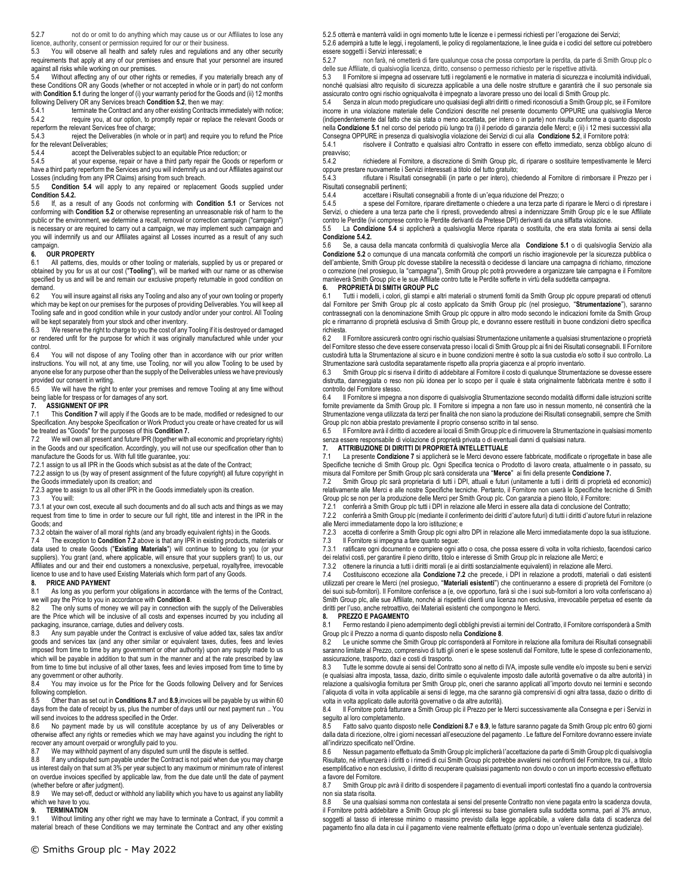5.2.7 not do or omit to do anything which may cause us or our Affiliates to lose any licence, authority, consent or permission required for our or their business.

5.3 You will observe all health and safety rules and regulations and any other security requirements that apply at any of our premises and ensure that your personnel are insured against all risks while working on our premises.

5.4 Without affecting any of our other rights or remedies, if you materially breach any of these Conditions OR any Goods (whether or not accepted in whole or in part) do not conform with **Condition 5.1** during the longer of (i) your warranty period for the Goods and (ii) 12 months following Delivery OR any Services breach **Condition 5.2**, then we may:

5.4.1 terminate the Contract and any other existing Contracts immediately with notice;

5.4.2 require you, at our option, to promptly repair or replace the relevant Goods or reperform the relevant Services free of charge;

5.4.3 reject the Deliverables (in whole or in part) and require you to refund the Price for the relevant Deliverables;

5.4.4 accept the Deliverables subject to an equitable Price reduction; or

5.4.5 at your expense, repair or have a third party repair the Goods or reperform or have a third party reperform the Services and you will indemnify us and our Affiliates against our Losses (including from any IPR Claims) arising from such breach.

5.5 **Condition 5.4** will apply to any repaired or replacement Goods supplied under **Condition 5.4.2.**

5.6 If, as a result of any Goods not conforming with **Condition 5.1** or Services not conforming with **Condition 5.2** or otherwise representing an unreasonable risk of harm to the public or the environment, we determine a recall, removal or correction campaign ("campaign") is necessary or are required to carry out a campaign, we may implement such campaign and you will indemnify us and our Affiliates against all Losses incurred as a result of any such campaign.

## 6. OUR PROPERTY

6.1 All patterns, dies, moulds or other tooling or materials, supplied by us or prepared or obtained by you for us at our cost ("**Tooling**"), will be marked with our name or as otherwise specified by us and will be and remain our exclusive property returnable in good condition on demand.

6.2 You will insure against all risks any Tooling and also any of your own tooling or property which may be kept on our premises for the purposes of providing Deliverables. You will keep all Tooling safe and in good condition while in your custody and/or under your control. All Tooling will be kept separately from your stock and other inventory.

6.3 We reserve the right to charge to you the cost of any Tooling if it is destroyed or damaged or rendered unfit for the purpose for which it was originally manufactured while under your control.

6.4 You will not dispose of any Tooling other than in accordance with our prior written instructions. You will not, at any time, use Tooling, nor will you allow Tooling to be used by anyone else for any purpose other than the supply of the Deliverables unless we have previously provided our consent in writing.

6.5 We will have the right to enter your premises and remove Tooling at any time without being liable for trespass or for damages of any sort.

## 7. ASSIGNMENT OF IPR

7.1 This **Condition 7** will apply if the Goods are to be made, modified or redesigned to our Specification. Any bespoke Specification or Work Product you create or have created for us will be treated as "Goods" for the purposes of this **Condition 7.**

7.2 We will own all present and future IPR (together with all economic and proprietary rights) in the Goods and our specification. Accordingly, you will not use our specification other than to manufacture the Goods for us. With full title guarantee, you:

7.2.1 assign to us all IPR in the Goods which subsist as at the date of the Contract;

7.2.2 assign to us (by way of present assignment of the future copyright) all future copyright in the Goods immediately upon its creation; and

7.2.3 agree to assign to us all other IPR in the Goods immediately upon its creation.

7.3 You will:

7.3.1 at your own cost, execute all such documents and do all such acts and things as we may request from time to time in order to secure our full right, title and interest in the IPR in the Goods; and

7.3.2 obtain the waiver of all moral rights (and any broadly equivalent rights) in the Goods.

7.4 The exception to **Condition 7.2** above is that any IPR in existing products, materials or data used to create Goods ("**Existing Materials**") will continue to belong to you (or your suppliers). You grant (and, where applicable, will ensure that your suppliers grant) to us, our Affiliates and our and their end customers a nonexclusive, perpetual, royaltyfree, irrevocable licence to use and to have used Existing Materials which form part of any Goods.

## 8. PRICE AND PAYMENT

8.1 As long as you perform your obligations in accordance with the terms of the Contract, we will pay the Price to you in accordance with **Condition 8**.

8.2 The only sums of money we will pay in connection with the supply of the Deliverables are the Price which will be inclusive of all costs and expenses incurred by you including all packaging, insurance, carriage, duties and delivery costs.

8.3 Any sum payable under the Contract is exclusive of value added tax, sales tax and/or goods and services tax (and any other similar or equivalent taxes, duties, fees and levies imposed from time to time by any government or other authority) upon any supply made to us which will be payable in addition to that sum in the manner and at the rate prescribed by law from time to time but inclusive of all other taxes, fees and levies imposed from time to time by any government or other authority.

8.4 You may invoice us for the Price for the Goods following Delivery and for Services following completion.

8.5 Other than as set out in **Conditions 8.7** and **8.9**,invoices will be payable by us within 60 days from the date of receipt by us, plus the number of days until our next payment run .. You will send invoices to the address specified in the Order.

8.6 No payment made by us will constitute acceptance by us of any Deliverables or otherwise affect any rights or remedies which we may have against you including the right to recover any amount overpaid or wrongfully paid to you.

8.7 We may withhold payment of any disputed sum until the dispute is settled.

8.8 If any undisputed sum payable under the Contract is not paid when due you may charge us interest daily on that sum at 3% per year subject to any maximum or minimum rate of interest on overdue invoices specified by applicable law, from the due date until the date of payment (whether before or after judgment).

8.9 We may set-off, deduct or withhold any liability which you have to us against any liability which we have to you.

## 9. TERMINATION

9.1 Without limiting any other right we may have to terminate a Contract, if you commit a material breach of these Conditions we may terminate the Contract and any other existing

5.2.5 otterrà e manterrà validi in ogni momento tutte le licenze e i permessi richiesti per l'erogazione dei Servizi;

5.2.6 adempirà a tutte le leggi, i regolamenti, le policy di regolamentazione, le linee guida e i codici del settore cui potrebbero essere soggetti i Servizi interessati; e

5.2.7 non farà, né ometterà di fare qualunque cosa che possa comportare la perdita, da parte di Smith Group plc o delle sue Affiliate, di qualsivoglia licenza, diritto, consenso o permesso richiesto per le rispettive attività.

5.3 Il Fornitore si impegna ad osservare tutti i regolamenti e le normative in materia di sicurezza e incolumità individuali, nonché qualsiasi altro requisito di sicurezza applicabile a una delle nostre strutture e garantirà che il suo personale sia assicurato contro ogni rischio ogniqualvolta è impegnato a lavorare presso uno dei locali di Smith Group plc.

5.4 Senza in alcun modo pregiudicare uno qualsiasi degli altri diritti o rimedi riconosciuti a Smith Group plc, se il Fornitore incorre in una violazione materiale delle Condizioni descritte nel presente documento OPPURE una qualsivoglia Merce (indipendentemente dal fatto che sia stata o meno accettata, per intero o in parte) non risulta conforme a quanto disposto nella **Condizione 5.1** nel corso del periodo più lungo tra (i) il periodo di garanzia delle Merci; e (ii) i 12 mesi successivi alla Consegna OPPURE in presenza di qualsivoglia violazione dei Servizi di cui alla **Condizione 5.2**, il Fornitore potrà:

5.4.1 risolvere il Contratto e qualsiasi altro Contratto in essere con effetto immediato, senza obbligo alcuno di preavviso;

5.4.2 richiedere al Fornitore, a discrezione di Smith Group plc, di riparare o sostituire tempestivamente le Merci oppure prestare nuovamente i Servizi interessati a titolo del tutto gratuito;

5.4.3 rifiutare i Risultati consegnabili (in parte o per intero), chiedendo al Fornitore di rimborsare il Prezzo per i Risultati consegnabili pertinenti;

5.4.4 accettare i Risultati consegnabili a fronte di un'equa riduzione del Prezzo; o

5.4.5 a spese del Fornitore, riparare direttamente o chiedere a una terza parte di riparare le Merci o di ripestare i Servizi, o chiedere a una terza parte che li ripresti, provvedendo altresì a indennizzare Smith Group plc e le sue Affiliate contro le Perdite (ivi comprese contro le Perdite derivanti da Pretese DPI) derivanti da una siffatta violazione.

5.5 La **Condizione 5.4** si applicherà a qualsivoglia Merce riparata o sostituita, che era stata fornita ai sensi della **Condizione 5.4.2.**

5.6 Se, a causa della mancata conformità di qualsivoglia Merce alla **Condizione 5.1** o di qualsivoglia Servizio alla **Condizione 5.2** o comunque di una mancata conformità che comporti un rischio irragionevole per la sicurezza pubblica o dell'ambiente, Smith Group plc dovesse stabilire la necessità o decidesse di lanciare una campagna di richiamo, rimozione o correzione (nel prosieguo, la "campagna"), Smith Group plc potrà provvedere a organizzare tale campagna e il Fornitore manleverà Smith Group plc e le sue Affiliate contro tutte le Perdite sofferte in virtù della suddetta campagna.

## 6. PROPRIETÀ DI SMITH GROUP PLC

6.1 Tutti i modelli, i colori, gli stampi e altri materiali o strumenti forniti da Smith Group plc oppure preparati od ottenuti dal Fornitore per Smith Group plc al costo applicato da Smith Group plc (nel prosieguo, "**Strumentazione**"), saranno contrassegnati con la denominazione Smith Group plc oppure in altro modo secondo le indicazioni fornite da Smith Group plc e rimarranno di proprietà esclusiva di Smith Group plc, e dovranno essere restituiti in buone condizioni dietro specifica richiesta.

6.2 Il Fornitore assicurerà contro ogni rischio qualsiasi Strumentazione unitamente a qualsiasi strumentazione o proprietà del Fornitore stesso che deve essere conservata presso i locali di Smith Group plc ai fini dei Risultati consegnabili. Il Fornitore custodirà tutta la Strumentazione al sicuro e in buone condizioni mentre è sotto la sua custodia e/o sotto il suo controllo. La Strumentazione sarà custodita separatamente rispetto alla propria giacenza e al proprio inventario.

6.3 Smith Group plc si riserva il diritto di addebitare al Fornitore il costo di qualunque Strumentazione se dovesse essere distrutta, danneggiata o reso non più idonea per lo scopo per il quale è stata originalmente fabbricata mentre è sotto il controllo del Fornitore stesso.

6.4 Il Fornitore si impegna a non disporre di qualsivoglia Strumentazione secondo modalità difformi dalle istruzioni scritte fornite previamente da Smith Group plc. Il Fornitore si impegna a non farne uso in nessun momento, né consentirà che la Strumentazione venga utilizzata da terzi per finalità che non siano la produzione dei Risultati consegnabili, sempre che Smith Group plc non abbia prestato previamente il proprio consenso scritto in tal senso.

6.5 Il Fornitore avrà il diritto di accedere ai locali di Smith Group plc e di rimuovere la Strumentazione in qualsiasi momento senza essere responsabile di violazione di proprietà privata o di eventuali danni di qualsiasi natura.

## 7. ATTRIBUZIONE DI DIRITTI DI PROPRIETÀ INTELLETTUALE

7.1 La presente **Condizione 7** si applicherà se le Merci devono essere fabbricate, modificate o riprogettate in base alle Specifiche tecniche di Smith Group plc. Ogni Specifica tecnica o Prodotto di lavoro creata, attualmente o in passato, su misura dal Fornitore per Smith Group plc sarà considerata una "**Merce**" ai fini della presente **Condizione 7.**

7.2 Smith Group plc sarà proprietaria di tutti i DPI, attuali e futuri (unitamente a tutti i diritti di proprietà ed economici) relativamente alle Merci e alle nostre Specifiche tecniche. Pertanto, il Fornitore non userà le Specifiche tecniche di Smith Group plc se non per la produzione delle Merci per Smith Group plc. Con garanzia a pieno titolo, il Fornitore:

7.2.1 conferirà a Smith Group plc tutti i DPI in relazione alle Merci in essere alla data di conclusione del Contratto;

7.2.2 conferirà a Smith Group plc (mediante il conferimento dei diritti d'autore futuri) di tutti i diritti d'autore futuri in relazione alle Merci immediatamente dopo la loro istituzione; e

7.2.3 accetta di conferire a Smith Group plc ogni altro DPI in relazione alle Merci immediatamente dopo la sua istituzione.

7.3 Il Fornitore si impegna a fare quanto segue:

7.3.1 ratificare ogni documento e compiere ogni atto o cosa, che possa essere di volta in volta richiesto, facendosi carico dei relativi costi, per garantire il pieno diritto, titolo e interesse di Smith Group plc in relazione alle Merci; e

7.3.2 ottenere la rinuncia a tutti i diritti morali (e ai diritti sostanzialmente equivalenti) in relazione alle Merci.

7.4 Costituiscono eccezione alla **Condizione 7.2** che precede, i DPI in relazione a prodotti, materiali o dati esistenti utilizzati per creare le Merci (nel prosieguo, "**Materiali esistenti**") che continueranno a essere di proprietà del Fornitore (o dei suoi sub-fornitori). Il Fornitore conferisce a (e, ove opportuno, farà sì che i suoi sub-fornitori a loro volta conferiscano a) Smith Group plc, alle sue Affiliate, nonché ai rispettivi clienti una licenza non esclusiva, irrevocabile perpetua ed esente da diritti per l'uso, anche retroattivo, dei Materiali esistenti che compongono le Merci.

## 8. PREZZO E PAGAMENTO

8.1 Fermo restando il pieno adempimento degli obblighi previsti ai termini del Contratto, il Fornitore corrisponderà a Smith Group plc il Prezzo a norma di quanto disposto nella **Condizione 8**.

8.2 Le uniche somme che Smith Group plc corrisponderà al Fornitore in relazione alla fornitura dei Risultati consegnabili saranno limitate al Prezzo, comprensivo di tutti gli oneri e le spese sostenuti dal Fornitore, tutte le spese di confezionamento, assicurazione, trasporto, dazi e costi di trasporto.

8.3 Tutte le somme dovute ai sensi del Contratto sono al netto di IVA, imposte sulle vendite e/o imposte su beni e servizi (e qualsiasi altra imposta, tassa, dazio, diritto simile o equivalente imposto dalle autorità governative o da altre autorità) in relazione a qualsivoglia fornitura per Smith Group plc, oneri che saranno applicati all'importo dovuto nei termini e secondo l'aliquota di volta in volta applicabile ai sensi di legge, ma che saranno già comprensivi di ogni altra tassa, dazio o diritto di volta in volta applicato dalle autorità governative o da altre autorità).

8.4 Il Fornitore potrà fatturare a Smith Group plc il Prezzo per le Merci successivamente alla Consegna e per i Servizi in seguito al loro completamento.

8.5 Fatto salvo quanto disposto nelle **Condizioni 8.7** e **8.9**, le fatture saranno pagate da Smith Group plc entro 60 giorni dalla data di ricezione, oltre i giorni necessari all'esecuzione del pagamento . Le fatture del Fornitore dovranno essere inviate all'indirizzo specificato nell'Ordine.

8.6 Nessun pagamento effettuato da Smith Group plc implicherà l'accettazione da parte di Smith Group plc di qualsivoglia Risultato, né influenzerà i diritti o i rimedi di cui Smith Group plc potrebbe avvalersi nei confronti del Fornitore, tra cui , a titolo esemplificativo e non esclusivo, il diritto di recuperare qualsiasi pagamento non dovuto o con un importo eccessivo effettuato a favore del Fornitore.

8.7 Smith Group plc avrà il diritto di sospendere il pagamento di eventuali importi contestati fino a quando la controversia non sia stata risolta.

8.8 Se una qualsiasi somma non contestata ai sensi del presente Contratto non viene pagata entro la scadenza dovuta, il Fornitore potrà addebitare a Smith Group plc gli interessi su base giornaliera sulla suddetta somma, pari al 3% annuo, soggetti al tasso di interesse minimo o massimo previsto dalla legge applicabile, a valere dalla data di scadenza del pagamento fino alla data in cui il pagamento viene realmente effettuato (prima o dopo un'eventuale sentenza giudiziale).

© Smiths Group plc - May 2022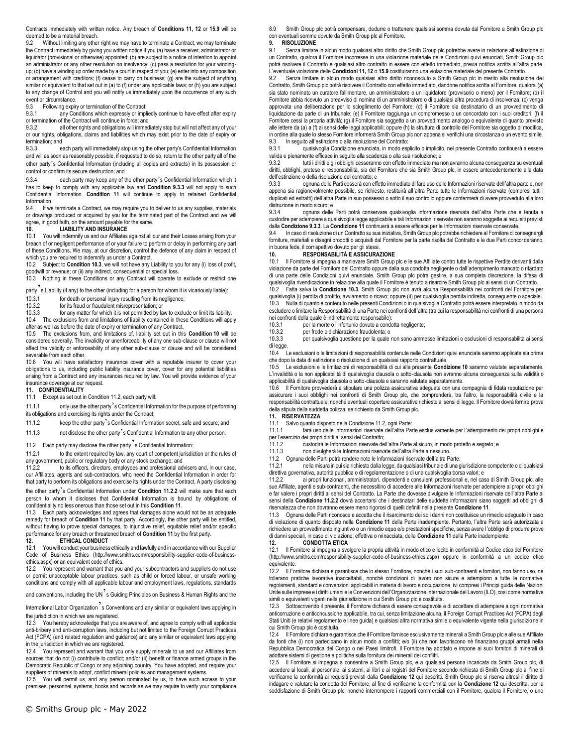Contracts immediately with written notice. Any breach of **Conditions 11, 12** or **15.9** will be deemed to be a material breach.

9.2 Without limiting any other right we may have to terminate a Contract, we may terminate the Contract immediately by giving you written notice if you (a) have a receiver, administrator or liquidator (provisional or otherwise) appointed; (b) are subject to a notice of intention to appoint an administrator or any other resolution on insolvency; (c) pass a resolution for your winding-up; (d) have a winding up order made by a court in respect of you; (e) enter into any composition or arrangement with creditors; (f) cease to carry on business; (g) are the subject of anything similar or equivalent to that set out in (a) to (f) under any applicable laws; or (h) you are subject to any change of Control and you will notify us immediately upon the occurrence of any such event or circumstance.

9.3 Following expiry or termination of the Contract:

9.3.1 any Conditions which expressly or impliedly continue to have effect after expiry or termination of the Contract will continue in force; and

9.3.2 all other rights and obligations will immediately stop but will not affect any of your or our rights, obligations, claims and liabilities which may exist prior to the date of expiry or termination; and

9.3.3 each party will immediately stop using the other party's Confidential Information and will as soon as reasonably possible, if requested to do so, return to the other party all of the other party's Confidential Information (including all copies and extracts) in its possession or control or confirm its secure destruction; and

9.3.4 each party may keep any of the other party's Confidential Information which it has to keep to comply with any applicable law and **Condition 9.3.3** will not apply to such Confidential Information. **Condition 11** will continue to apply to retained Confidential Information.

9.4 If we terminate a Contract, we may require you to deliver to us any supplies, materials or drawings produced or acquired by you for the terminated part of the Contract and we will agree, in good faith, on the amount payable for the same.

## 10. LIABILITY AND INSURANCE

10.1 You will indemnify us and our Affiliates against all our and their Losses arising from your breach of or negligent performance of or your failure to perform or delay in performing any part of these Conditions. We may, at our discretion, control the defence of any claim in respect of which you are required to indemnify us under a Contract.

10.2 Subject to **Condition 10.3**, we will not have any Liability to you for any (i) loss of profit, goodwill or revenue; or (ii) any indirect, consequential or special loss.

10.3 Nothing in these Conditions or any Contract will operate to exclude or restrict one party's Liability (if any) to the other (including for a person for whom it is vicariously liable):

10.3.1 for death or personal injury resulting from its negligence;

10.3.2 for its fraud or fraudulent misrepresentation; or

10.3.3 for any matter for which it is not permitted by law to exclude or limit its liability.

10.4 The exclusions from and limitations of liability contained in these Conditions will apply after as well as before the date of expiry or termination of any Contract.

10.5 The exclusions from, and limitations of, liability set out in this **Condition 10** will be considered severally. The invalidity or unenforceability of any one sub-clause or clause will not affect the validity or enforceability of any other sub-clause or clause and will be considered severable from each other.

10.6 You will have satisfactory insurance cover with a reputable insurer to cover your obligations to us, including public liability insurance cover, cover for any potential liabilities arising from a Contract and any insurances required by law. You will provide evidence of your insurance coverage at our request.

## 11. CONFIDENTIALITY

11.1 Except as set out in Condition 11.2, each party will:

11.1.1 only use the other party's Confidential Information for the purpose of performing its obligations and exercising its rights under the Contract;

11.1.2 keep the other party's Confidential Information secret, safe and secure; and

11.1.3 not disclose the other party's Confidential Information to any other person.

11.2 Each party may disclose the other party's Confidential Information:

11.2.1 to the extent required by law, any court of competent jurisdiction or the rules of any government, public or regulatory body or any stock exchange; and

11.2.2 to its officers, directors, employees and professional advisers and, in our case, our Affiliates, agents and sub-contractors, who need the Confidential Information in order for that party to perform its obligations and exercise its rights under the Contract. A party disclosing the other party's Confidential Information under **Condition 11.2.2** will make sure that each person to whom it discloses that Confidential Information is bound by obligations of confidentiality no less onerous than those set out in this **Condition 11**.

11.3 Each party acknowledges and agrees that damages alone would not be an adequate remedy for breach of **Condition 11** by that party. Accordingly, the other party will be entitled, without having to prove special damages, to injunctive relief, equitable relief and/or specific performance for any breach or threatened breach of **Condition 11** by the first party.

## 12. ETHICAL CONDUCT

12.1 You will conduct your business ethically and lawfully and in accordance with our Supplier Code of Business Ethics (http://www.smiths.com/responsibility-supplier-code-of-business-ethics.aspx) or an equivalent code of ethics.

12.2 You represent and warrant that you and your subcontractors and suppliers do not use or permit unacceptable labour practices, such as child or forced labour, or unsafe working conditions and comply with all applicable labour and employment laws, regulations, standards and conventions, including the UN's Guiding Principles on Business & Human Rights and the International Labor Organization's Conventions and any similar or equivalent laws applying in the jurisdiction in which we are registered.

12.3 You hereby acknowledge that you are aware of, and agree to comply with all applicable anti-bribery and anti-corruption laws, including but not limited to the Foreign Corrupt Practices Act (FCPA) (and related regulation and guidance) and any similar or equivalent laws applying in the jurisdiction in which we are registered.

12.4 You represent and warrant that you only supply minerals to us and our Affiliates from sources that do not (i) contribute to conflict; and/or (ii) benefit or finance armed groups in the Democratic Republic of Congo or any adjoining country. You have adopted, and require your suppliers of minerals to adopt, conflict mineral policies and management systems.

12.5 You will permit us, and any person nominated by us, to have such access to your premises, personnel, systems, books and records as we may require to verify your compliance

8.9 Smith Group plc potrà compensare, dedurre o trattenere qualsiasi somma dovuta dal Fornitore a Smith Group plc con eventuali somme dovute da Smith Group plc al Fornitore.

## 9. RISOLUZIONE

9.1 Senza limitare in alcun modo qualsiasi altro diritto che Smith Group plc potrebbe avere in relazione all'estinzione di un Contratto, qualora il Fornitore incorresse in una violazione materiale delle Condizioni quivi enunciati, Smith Group plc potrà risolvere il Contratto e qualsiasi altro contratto in essere con effetto immediato, previa notifica scritta all'altra parte. L'eventuale violazione delle **Condizioni 11, 12** o **15.9** costituiranno una violazione materiale del presente Contratto.

9.2 Senza limitare in alcun modo qualsiasi altro diritto riconosciuto a Smith Group plc in merito alla risoluzione del Contratto, Smith Group plc potrà risolvere il Contratto con effetto immediato, dandone notifica scritta al Fornitore, qualora (a) sia stato nominato un curatore fallimentare, un amministratore o un liquidatore (provvisorio o meno) per il Fornitore; (b) il Fornitore abbia ricevuto un preavviso di nomina di un amministratore o di qualsiasi altra procedura di insolvenza; (c) venga approvata una deliberazione per lo scioglimento del Fornitore; (d) il Fornitore sia destinatario di un provvedimento di liquidazione da parte di un tribunale; (e) il Fornitore raggiunga un compromesso o un concordato con i suoi creditori; (f) il Fornitore cessi la propria attività; (g) il Fornitore sia soggetto a un provvedimento analogo o equivalente di quanto previsto alle lettere da (a) a (f) ai sensi delle leggi applicabili; oppure (h) la struttura di controllo del Fornitore sia oggetto di modifica, in ordine alla quale lo stesso Fornitore informerà Smith Group plc non appena si verifichi una circostanza o un evento simile.

9.3 In seguito all'estinzione o alla risoluzione del Contratto:

9.3.1 qualsivoglia Condizione enunciata, in modo esplicito o implicito, nel presente Contratto continuerà a essere valida e pienamente efficace in seguito alla scadenza o alla sua risoluzione; e

9.3.2 tutti i diritti e gli obblighi cesseranno con effetto immediato ma non avranno alcuna conseguenza su eventuali diritti, obblighi, pretese e responsabilità, sia del Fornitore che sia Smith Group plc, in essere antecedentemente alla data dell'estinzione o della risoluzione del contratto; e

9.3.3 ognuna delle Parti cesserà con effetto immediato di fare uso delle Informazioni riservate dell'altra Parte e, non appena sia ragionevolmente possibile, se richiesto, restituirà all'altra Parte tutte le Informazioni riservate (compresi tutti i duplicati ed estratti) dell'altra Parte in suo possesso o sotto il suo controllo oppure confermerà di avere provveduto alla loro distruzione in modo sicuro; e

9.3.4 ognuna delle Parti potrà conservare qualsivoglia Informazione riservata dell'altra Parte che è tenuta a custodire per adempiere a qualsivoglia legge applicabile e tali Informazioni riservate non saranno soggette ai requisiti previsti dalla **Condizione 9.3.3**. La **Condizione 11** continuerà a essere efficace per le Informazioni riservate conservate.

9.4 In caso di risoluzione di un Contratto su sua iniziativa, Smith Group plc potrebbe richiedere al Fornitore di consegnargli forniture, materiali e disegni prodotti o acquisiti dal Fornitore per la parte risolta del Contratto e le due Parti concorderanno, in buona fede, il corrispettivo dovuto per gli stessi.

## 10. RESPONSABILITÀ E ASSICURAZIONE

10.1 Il Fornitore si impegna a manlevare Smith Group plc e le sue Affiliate contro tutte le rispettive Perdite derivanti dalla violazione da parte del Fornitore del Contratto oppure dalla sua condotta negligente o dall'adempimento mancato o ritardato di una parte delle Condizioni quivi enunciate. Smith Group plc potrà gestire, a sua completa discrezione, la difesa di qualsivoglia rivendicazione in relazione alla quale il Fornitore è tenuto a risarcire Smith Group plc ai sensi di un Contratto.

10.2 Fatta salva la **Condizione 10.3**, Smith Group plc non avrà alcuna Responsabilità nei confronti del Fornitore per qualsivoglia (i) perdita di profitto, avviamento o ricavo; oppure (ii) per qualsivoglia perdita indiretta, conseguente o speciale.

10.3 Nulla di quanto è contenuto nelle presenti Condizioni o in qualsivoglia Contratto potrà essere interpretato in modo da escludere o limitare la Responsabilità di una Parte nei confronti dell'altra (tra cui la responsabilità nei confronti di una persona nei confronti della quale è indirettamente responsabile):

10.3.1 per la morte o l'infortunio dovuto a condotta negligente;

10.3.2 per frode o dichiarazione fraudolenta; o

10.3.3 per qualsivoglia questione per la quale non sono ammesse limitazioni o esclusioni di responsabilità ai sensi di legge.

10.4 Le esclusioni o le limitazioni di responsabilità contenute nelle Condizioni quivi enunciate saranno applicate sia prima che dopo la data di estinzione o risoluzione di un qualsiasi rapporto contrattuale.

10.5 Le esclusioni e le limitazioni di responsabilità di cui alla presente **Condizione 10** saranno valutate separatamente. L'invalidità o la non applicabilità di qualsivoglia clausola o sotto-clausola non avranno alcuna conseguenza sulla validità o applicabilità di qualsivoglia clausola o sotto-clausola e saranno valutate separatamente.

10.6 Il Fornitore provvederà a stipulare una polizza assicurativa adeguata con una compagnia di fidata reputazione per assicurare i suoi obblighi nei confronti di Smith Group plc, che comprenderà, tra l'altro, la responsabilità civile e la responsabilità contrattuale, nonché eventuali coperture assicurative richieste ai sensi di legge. Il Fornitore dovrà fornire prova della stipula della suddetta polizza, se richiesto da Smith Group plc.

## 11. RISERVATEZZA

11.1 Salvo quanto disposto nella Condizione 11.2, ogni Parte:

11.1.1 farà uso delle Informazioni riservate dell'altra Parte esclusivamente per l'adempimento dei propri obblighi e per l'esercizio dei propri diritti ai sensi del Contratto;

11.1.2 custodirà le Informazioni riservate dell'altra Parte al sicuro, in modo protetto e segreto; e

11.1.3 non divulgherà le Informazioni riservate dell'altra Parte a nessuno.

11.2 Ognuna delle Parti potrà rendere note le Informazioni riservate dell'altra Parte:

11.2.1 nella misura in cui sia richiesto dalla legge, da qualsiasi tribunale di una giurisdizione competente o di qualsiasi direttiva governativa, autorità pubblica o di regolamentazione o di una qualsivoglia borsa valori; e

11.2.2 ai propri funzionari, amministratori, dipendenti e consulenti professionali e, nel caso di Smith Group plc, alle sue Affiliate, agenti e sub-contraenti, che necessitino di accedere alle Informazioni riservate per adempiere ai propri obblighi e far valere i propri diritti ai sensi del Contratto. La Parte che dovesse divulgare le Informazioni riservate dell'altra Parte ai sensi della **Condizione 11.2.2** dovrà accertarsi che i destinatari delle suddette informazioni siano soggetti ad obblighi di riservatezza che non dovranno essere meno rigorosi di quelli definiti nella presente **Condizione 11**.

11.3 Ognuna delle Parti riconosce e accetta che il risarcimento dei soli danni non costituisce un rimedio adeguato in caso di violazione di quanto disposto nella **Condizione 11** della Parte inadempiente. Pertanto, l'altra Parte sarà autorizzata a richiedere un provvedimento ingiuntivo o un rimedio equo e/o prestazioni specifiche, senza avere l'obbligo di produrre prove di danni speciali, in caso di violazione, effettiva o minacciata, della **Condizione 11** dalla Parte inadempiente.

## 12. CONDOTTA ETICA

12.1 Il Fornitore si impegna a svolgere la propria attività in modo etico e lecito in conformità al Codice etico del Fornitore (http://www.smiths.com/responsibility-supplier-code-of-business-ethics.aspx) oppure in conformità a un codice etico equivalente.

12.2 Il Fornitore dichiara e garantisce che lo stesso Fornitore, nonché i suoi sub-contraenti e fornitori, non fanno uso, né tollerano pratiche lavorative inaccettabili, nonché condizioni di lavoro non sicure e adempiono a tutte le normative, regolamenti, standard e convenzioni applicabili in materia di lavoro e occupazione, ivi compresi i Principi guida delle Nazioni Unite sulle imprese e i diritti umani e le Convenzioni dell'Organizzazione Internazionale del Lavoro (ILO), così come normative simili o equivalenti vigenti nella giurisdizione in cui Smith Group plc è costituita.

12.3 Sottoscrivendo il presente, il Fornitore dichiara di essere consapevole e di accettare di adempiere a ogni normativa anticorruzione e anticoncussione applicabile, tra cui, senza limitazione alcuna, il Foreign Corrupt Practices Act (FCPA) degli Stati Uniti (e relativi regolamento e linee guida) e qualsiasi altra normativa simile o equivalente vigente nella giurisdizione in cui Smith Group plc è costituita.

12.4 Il Fornitore dichiara e garantisce che il Fornitore fornisce esclusivamente minerali a Smith Group plc e alle sue Affiliate da fonti che (i) non partecipano in alcun modo a conflitti; e/o (ii) che non favoriscono né finanziano gruppi armati nella Repubblica Democratica del Congo o nei Paesi limitrofi. Il Fornitore ha adottato e impone ai suoi fornitori di minerali di adottare sistemi di gestione e politiche sulla fornitura dei minerali dei conflitti.

12.5 Il Fornitore si impegna a consentire a Smith Group plc, e a qualsiasi persona incaricata da Smith Group plc, di accedere ai locali, al personale, ai sistemi, ai libri e ai registri del Fornitore secondo richiesta di Smith Group plc al fine di verificarne la conformità ai requisiti previsti dalla **Condizione 12** qui descritti. Smith Group plc si riserva altresì il diritto di indagare e valutare la condotta del Fornitore, al fine di verificarne la conformità con la **Condizione 12** qui descritta, per la soddisfazione di Smith Group plc, nonché interrompere i rapporti commerciali con il Fornitore, qualora il Fornitore, o uno

© Smiths Group plc - May 2022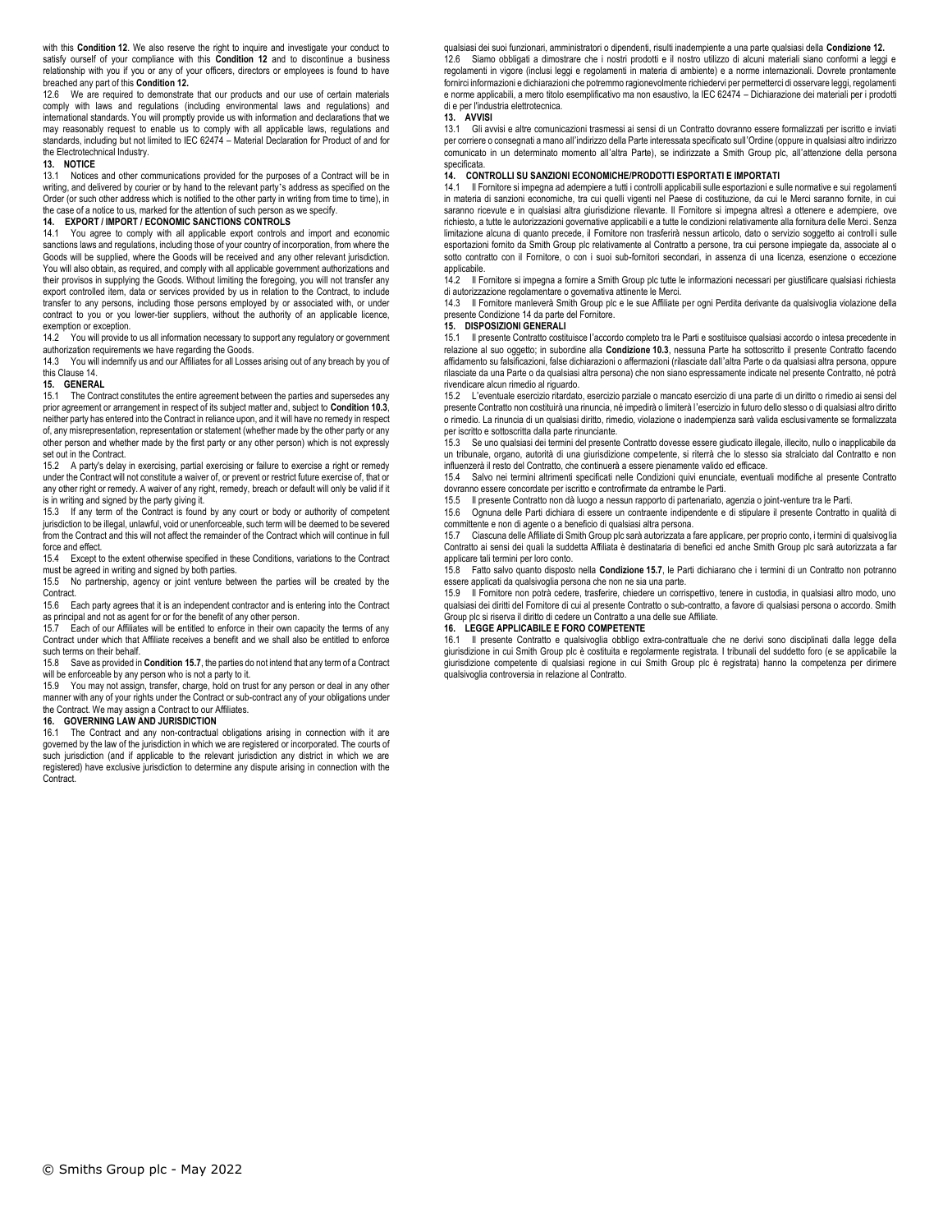with this **Condition 12**. We also reserve the right to inquire and investigate your conduct to satisfy ourself of your compliance with this **Condition 12** and to discontinue a business relationship with you if you or any of your officers, directors or employees is found to have breached any part of this **Condition 12.**

12.6 We are required to demonstrate that our products and our use of certain materials comply with laws and regulations (including environmental laws and regulations) and international standards. You will promptly provide us with information and declarations that we may reasonably request to enable us to comply with all applicable laws, regulations and standards, including but not limited to IEC 62474 – Material Declaration for Product of and for the Electrotechnical Industry.

**13. NOTICE**

13.1 Notices and other communications provided for the purposes of a Contract will be in writing, and delivered by courier or by hand to the relevant party's address as specified on the Order (or such other address which is notified to the other party in writing from time to time), in the case of a notice to us, marked for the attention of such person as we specify.

**14. EXPORT / IMPORT / ECONOMIC SANCTIONS CONTROLS**

14.1 You agree to comply with all applicable export controls and import and economic sanctions laws and regulations, including those of your country of incorporation, from where the Goods will be supplied, where the Goods will be received and any other relevant jurisdiction. You will also obtain, as required, and comply with all applicable government authorizations and their provisos in supplying the Goods. Without limiting the foregoing, you will not transfer any export controlled item, data or services provided by us in relation to the Contract, to include transfer to any persons, including those persons employed by or associated with, or under contract to you or you lower-tier suppliers, without the authority of an applicable licence, exemption or exception.

14.2 You will provide to us all information necessary to support any regulatory or government authorization requirements we have regarding the Goods.

14.3 You will indemnify us and our Affiliates for all Losses arising out of any breach by you of this Clause 14.

**15. GENERAL**

15.1 The Contract constitutes the entire agreement between the parties and supersedes any prior agreement or arrangement in respect of its subject matter and, subject to **Condition 10.3**, neither party has entered into the Contract in reliance upon, and it will have no remedy in respect of, any misrepresentation, representation or statement (whether made by the other party or any other person and whether made by the first party or any other person) which is not expressly set out in the Contract.

15.2 A party's delay in exercising, partial exercising or failure to exercise a right or remedy under the Contract will not constitute a waiver of, or prevent or restrict future exercise of, that or any other right or remedy. A waiver of any right, remedy, breach or default will only be valid if it is in writing and signed by the party giving it.

15.3 If any term of the Contract is found by any court or body or authority of competent jurisdiction to be illegal, unlawful, void or unenforceable, such term will be deemed to be severed from the Contract and this will not affect the remainder of the Contract which will continue in full force and effect.

15.4 Except to the extent otherwise specified in these Conditions, variations to the Contract must be agreed in writing and signed by both parties.

15.5 No partnership, agency or joint venture between the parties will be created by the Contract.

15.6 Each party agrees that it is an independent contractor and is entering into the Contract as principal and not as agent for or for the benefit of any other person.

15.7 Each of our Affiliates will be entitled to enforce in their own capacity the terms of any Contract under which that Affiliate receives a benefit and we shall also be entitled to enforce such terms on their behalf.

15.8 Save as provided in **Condition 15.7**, the parties do not intend that any term of a Contract will be enforceable by any person who is not a party to it.

15.9 You may not assign, transfer, charge, hold on trust for any person or deal in any other manner with any of your rights under the Contract or sub-contract any of your obligations under the Contract. We may assign a Contract to our Affiliates.

**16. GOVERNING LAW AND JURISDICTION**

16.1 The Contract and any non-contractual obligations arising in connection with it are governed by the law of the jurisdiction in which we are registered or incorporated. The courts of such jurisdiction (and if applicable to the relevant jurisdiction any district in which we are registered) have exclusive jurisdiction to determine any dispute arising in connection with the Contract.

qualsiasi dei suoi funzionari, amministratori o dipendenti, risulti inadempiente a una parte qualsiasi della **Condizione 12.**

12.6 Siamo obbligati a dimostrare che i nostri prodotti e il nostro utilizzo di alcuni materiali siano conformi a leggi e regolamenti in vigore (inclusi leggi e regolamenti in materia di ambiente) e a norme internazionali. Dovrete prontamente fornirci informazioni e dichiarazioni che potremmo ragionevolmente richiedervi per permetterci di osservare leggi, regolamenti e norme applicabili, a mero titolo esemplificativo ma non esaustivo, la IEC 62474 – Dichiarazione dei materiali per i prodotti di e per l'industria elettrotecnica.

**13. AVVISI**

13.1 Gli avvisi e altre comunicazioni trasmessi ai sensi di un Contratto dovranno essere formalizzati per iscritto e inviati per corriere o consegnati a mano all'indirizzo della Parte interessata specificato sull'Ordine (oppure in qualsiasi altro indirizzo comunicato in un determinato momento all'altra Parte), se indirizzate a Smith Group plc, all'attenzione della persona specificata.

**14. CONTROLLI SU SANZIONI ECONOMICHE/PRODOTTI ESPORTATI E IMPORTATI**

14.1 Il Fornitore si impegna ad adempiere a tutti i controlli applicabili sulle esportazioni e sulle normative e sui regolamenti in materia di sanzioni economiche, tra cui quelli vigenti nel Paese di costituzione, da cui le Merci saranno fornite, in cui saranno ricevute e in qualsiasi altra giurisdizione rilevante. Il Fornitore si impegna altresì a ottenere e adempiere, ove richiesto, a tutte le autorizzazioni governative applicabili e a tutte le condizioni relativamente alla fornitura delle Merci. Senza limitazione alcuna di quanto precede, il Fornitore non trasferirà nessun articolo, dato o servizio soggetto ai controlli sulle esportazioni fornito da Smith Group plc relativamente al Contratto a persone, tra cui persone impiegate da, associate al o sotto contratto con il Fornitore, o con i suoi sub-fornitori secondari, in assenza di una licenza, esenzione o eccezione applicabile.

14.2 Il Fornitore si impegna a fornire a Smith Group plc tutte le informazioni necessari per giustificare qualsiasi richiesta di autorizzazione regolamentare o governativa attinente le Merci.

14.3 Il Fornitore manleverà Smith Group plc e le sue Affiliate per ogni Perdita derivante da qualsivoglia violazione della presente Condizione 14 da parte del Fornitore.

**15. DISPOSIZIONI GENERALI**

15.1 Il presente Contratto costituisce l'accordo completo tra le Parti e sostituisce qualsiasi accordo o intesa precedente in relazione al suo oggetto; in subordine alla **Condizione 10.3**, nessuna Parte ha sottoscritto il presente Contratto facendo affidamento su falsificazioni, false dichiarazioni o affermazioni (rilasciate dall'altra Parte o da qualsiasi altra persona, oppure rilasciate da una Parte o da qualsiasi altra persona) che non siano espressamente indicate nel presente Contratto, né potrà rivendicare alcun rimedio al riguardo.

15.2 L'eventuale esercizio ritardato, esercizio parziale o mancato esercizio di una parte di un diritto o rimedio ai sensi del presente Contratto non costituirà una rinuncia, né impedirà o limiterà l'esercizio in futuro dello stesso o di qualsiasi altro diritto o rimedio. La rinuncia di un qualsiasi diritto, rimedio, violazione o inadempienza sarà valida esclusivamente se formalizzata per iscritto e sottoscritta dalla parte rinunciante.

15.3 Se uno qualsiasi dei termini del presente Contratto dovesse essere giudicato illegale, illecito, nullo o inapplicabile da un tribunale, organo, autorità di una giurisdizione competente, si riterrà che lo stesso sia stralciato dal Contratto e non influenzerà il resto del Contratto, che continuerà a essere pienamente valido ed efficace.

15.4 Salvo nei termini altrimenti specificati nelle Condizioni quivi enunciate, eventuali modifiche al presente Contratto dovranno essere concordate per iscritto e controfirmate da entrambe le Parti.

15.5 Il presente Contratto non dà luogo a nessun rapporto di partenariato, agenzia o joint-venture tra le Parti.

15.6 Ognuna delle Parti dichiara di essere un contraente indipendente e di stipulare il presente Contratto in qualità di committente e non di agente o a beneficio di qualsiasi altra persona.

15.7 Ciascuna delle Affiliate di Smith Group plc sarà autorizzata a fare applicare, per proprio conto, i termini di qualsivoglia Contratto ai sensi dei quali la suddetta Affiliata è destinataria di benefici ed anche Smith Group plc sarà autorizzata a far applicare tali termini per loro conto.

15.8 Fatto salvo quanto disposto nella **Condizione 15.7**, le Parti dichiarano che i termini di un Contratto non potranno essere applicati da qualsivoglia persona che non ne sia una parte.

15.9 Il Fornitore non potrà cedere, trasferire, chiedere un corrispettivo, tenere in custodia, in qualsiasi altro modo, uno qualsiasi dei diritti del Fornitore di cui al presente Contratto o sub-contratto, a favore di qualsiasi persona o accordo. Smith Group plc si riserva il diritto di cedere un Contratto a una delle sue Affiliate.

**16. LEGGE APPLICABILE E FORO COMPETENTE**

16.1 Il presente Contratto e qualsivoglia obbligo extra-contrattuale che ne derivi sono disciplinati dalla legge della giurisdizione in cui Smith Group plc è costituita e regolarmente registrata. I tribunali del suddetto foro (e se applicabile la giurisdizione competente di qualsiasi regione in cui Smith Group plc è registrata) hanno la competenza per dirimere qualsivoglia controversia in relazione al Contratto.

© Smiths Group plc - May 2022